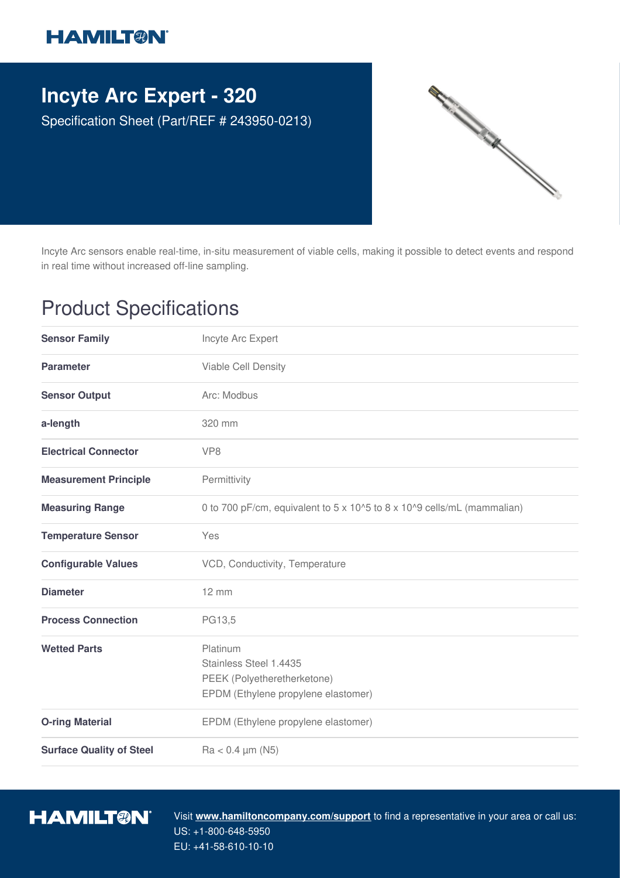# Incyte Arc Expert - 320

Specification Sheet (Part/REF # 243950-0213)

Incyte Arc sensors enable real-time, in-situ measurement of viable cells, making it possible to detect events and respond in real time without increased off-line sampling.

## Product Specifications

| | |
|---|---|
| **Sensor Family** | Incyte Arc Expert |
| **Parameter** | Viable Cell Density |
| **Sensor Output** | Arc: Modbus |
| **a-length** | 320 mm |
| **Electrical Connector** | VP8 |
| **Measurement Principle** | Permittivity |
| **Measuring Range** | 0 to 700 pF/cm, equivalent to 5 x 10^5 to 8 x 10^9 cells/mL (mammalian) |
| **Temperature Sensor** | Yes |
| **Configurable Values** | VCD, Conductivity, Temperature |
| **Diameter** | 12 mm |
| **Process Connection** | PG13,5 |
| **Wetted Parts** | Platinum<br>Stainless Steel 1.4435<br>PEEK (Polyetheretherketone)<br>EPDM (Ethylene propylene elastomer) |
| **O-ring Material** | EPDM (Ethylene propylene elastomer) |
| **Surface Quality of Steel** | Ra < 0.4 µm (N5) |

Visit **www.hamiltoncompany.com/support** to find a representative in your area or call us:
US: +1-800-648-5950
EU: +41-58-610-10-10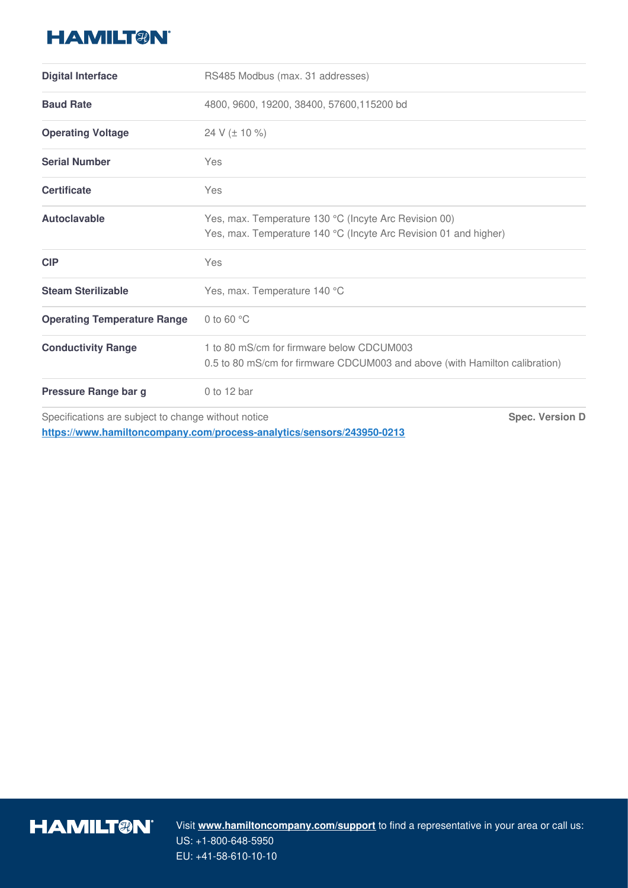| | |
|---|---|
| **Digital Interface** | RS485 Modbus (max. 31 addresses) |
| **Baud Rate** | 4800, 9600, 19200, 38400, 57600,115200 bd |
| **Operating Voltage** | 24 V (± 10 %) |
| **Serial Number** | Yes |
| **Certificate** | Yes |
| **Autoclavable** | Yes, max. Temperature 130 °C (Incyte Arc Revision 00)<br>Yes, max. Temperature 140 °C (Incyte Arc Revision 01 and higher) |
| **CIP** | Yes |
| **Steam Sterilizable** | Yes, max. Temperature 140 °C |
| **Operating Temperature Range** | 0 to 60 °C |
| **Conductivity Range** | 1 to 80 mS/cm for firmware below CDCUM003<br>0.5 to 80 mS/cm for firmware CDCUM003 and above (with Hamilton calibration) |
| **Pressure Range bar g** | 0 to 12 bar |

Specifications are subject to change without notice **Spec. Version D**

**https://www.hamiltoncompany.com/process-analytics/sensors/243950-0213**

Visit **www.hamiltoncompany.com/support** to find a representative in your area or call us:
US: +1-800-648-5950
EU: +41-58-610-10-10